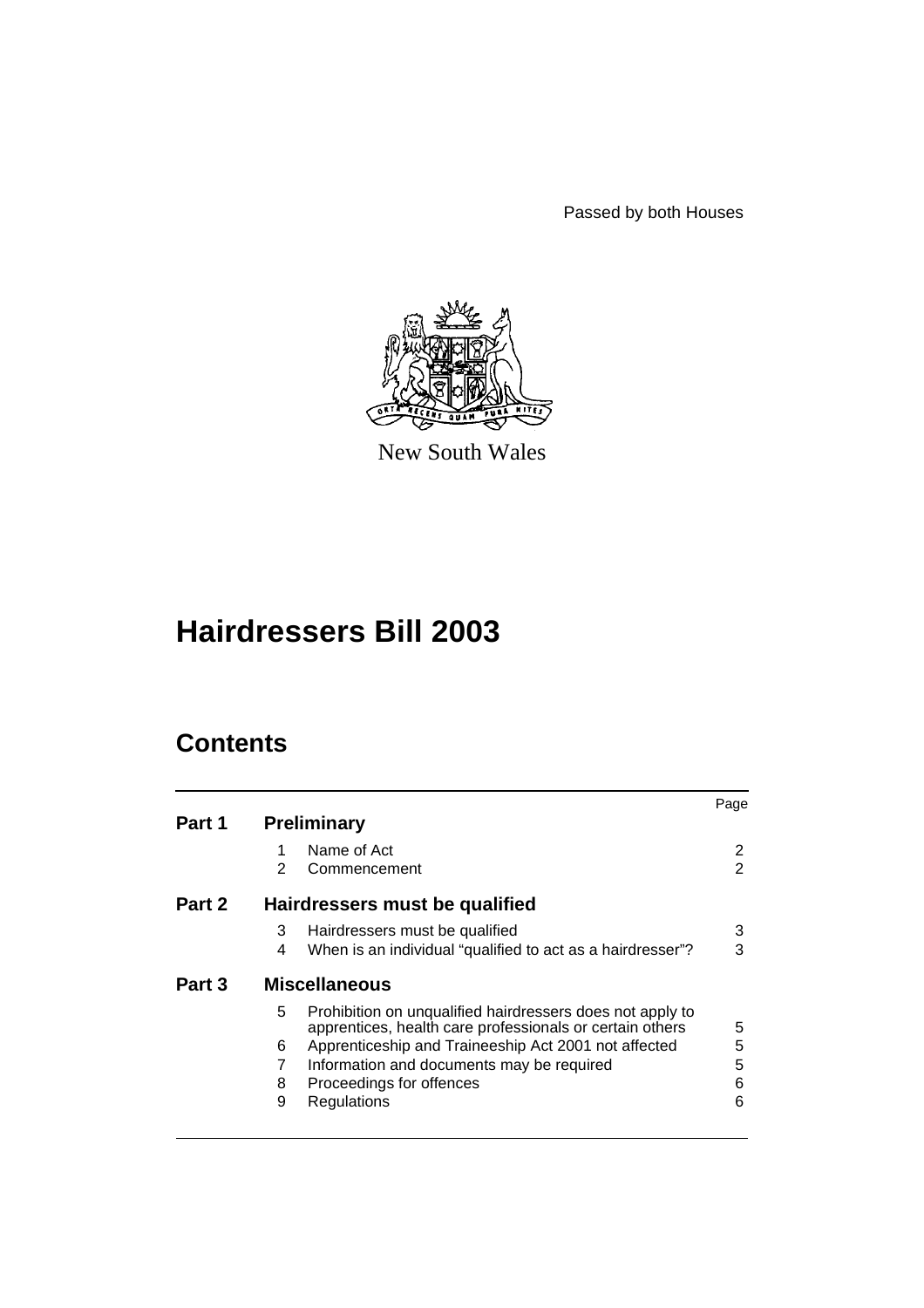Passed by both Houses

New South Wales

# Hairdressers Bill 2003

## Contents

| | | | Page |
|---|---|---|---|
| **Part 1** | **Preliminary** | | |
| | 1 | Name of Act | 2 |
| | 2 | Commencement | 2 |
| **Part 2** | **Hairdressers must be qualified** | | |
| | 3 | Hairdressers must be qualified | 3 |
| | 4 | When is an individual "qualified to act as a hairdresser"? | 3 |
| **Part 3** | **Miscellaneous** | | |
| | 5 | Prohibition on unqualified hairdressers does not apply to apprentices, health care professionals or certain others | 5 |
| | 6 | Apprenticeship and Traineeship Act 2001 not affected | 5 |
| | 7 | Information and documents may be required | 5 |
| | 8 | Proceedings for offences | 6 |
| | 9 | Regulations | 6 |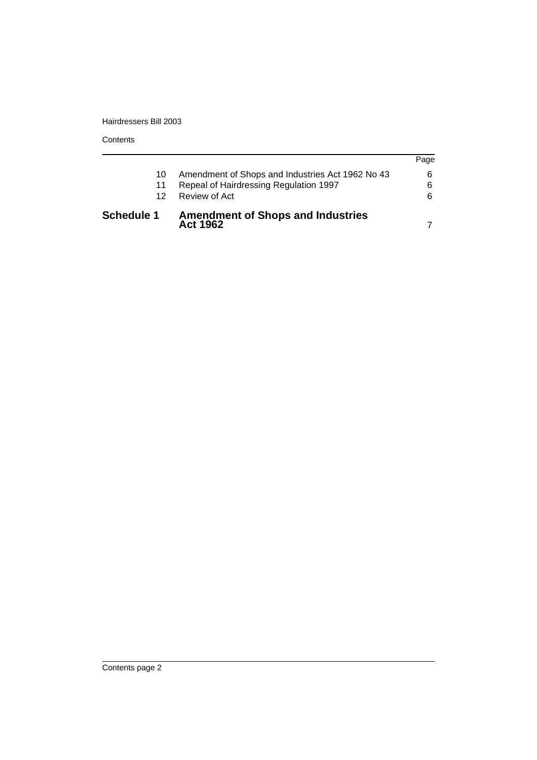| | | Page |
|---|---|---|
| 10 | Amendment of Shops and Industries Act 1962 No 43 | 6 |
| 11 | Repeal of Hairdressing Regulation 1997 | 6 |
| 12 | Review of Act | 6 |
| **Schedule 1** | **Amendment of Shops and Industries Act 1962** | 7 |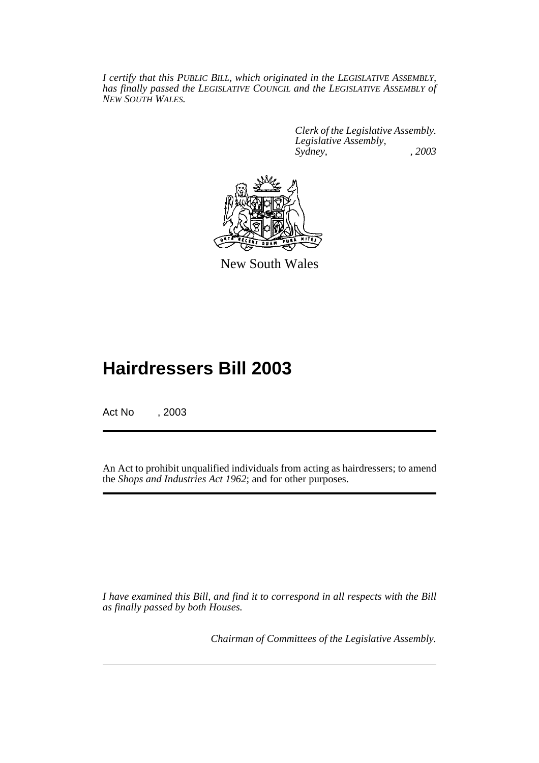*I certify that this PUBLIC BILL, which originated in the LEGISLATIVE ASSEMBLY, has finally passed the LEGISLATIVE COUNCIL and the LEGISLATIVE ASSEMBLY of NEW SOUTH WALES.*

*Clerk of the Legislative Assembly.*
*Legislative Assembly,*
*Sydney, , 2003*

New South Wales

# Hairdressers Bill 2003

Act No , 2003

An Act to prohibit unqualified individuals from acting as hairdressers; to amend the *Shops and Industries Act 1962*; and for other purposes.

*I have examined this Bill, and find it to correspond in all respects with the Bill as finally passed by both Houses.*

*Chairman of Committees of the Legislative Assembly.*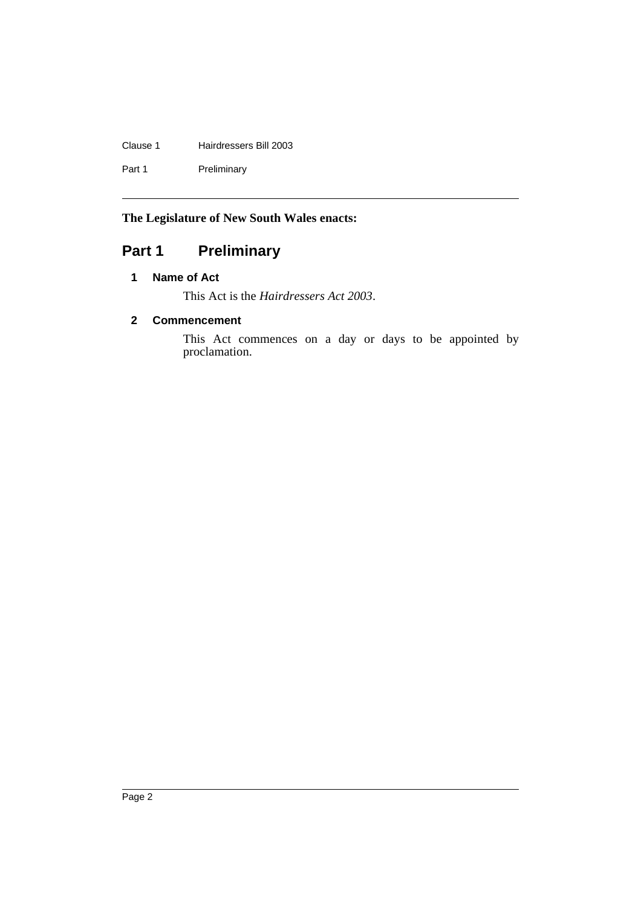**The Legislature of New South Wales enacts:**

# Part 1 Preliminary

## 1 Name of Act

This Act is the *Hairdressers Act 2003*.

## 2 Commencement

This Act commences on a day or days to be appointed by proclamation.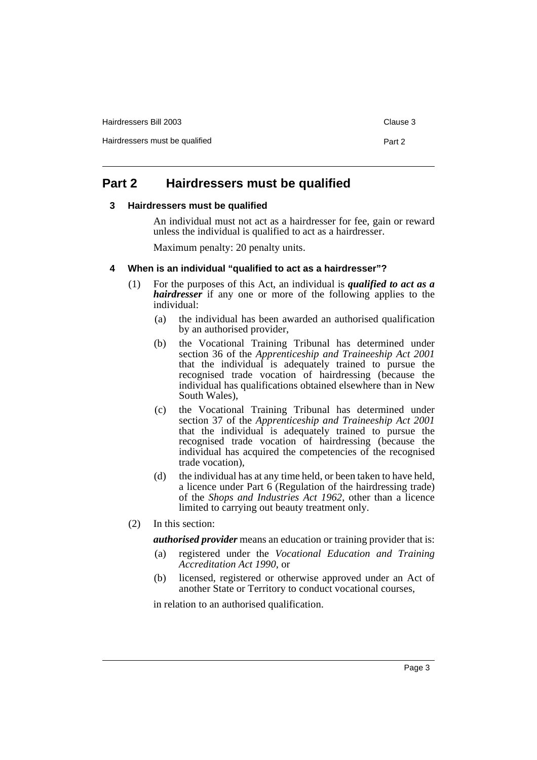## Part 2 Hairdressers must be qualified

### 3 Hairdressers must be qualified

An individual must not act as a hairdresser for fee, gain or reward unless the individual is qualified to act as a hairdresser.

Maximum penalty: 20 penalty units.

### 4 When is an individual "qualified to act as a hairdresser"?

(1) For the purposes of this Act, an individual is ***qualified to act as a hairdresser*** if any one or more of the following applies to the individual:

(a) the individual has been awarded an authorised qualification by an authorised provider,

(b) the Vocational Training Tribunal has determined under section 36 of the *Apprenticeship and Traineeship Act 2001* that the individual is adequately trained to pursue the recognised trade vocation of hairdressing (because the individual has qualifications obtained elsewhere than in New South Wales),

(c) the Vocational Training Tribunal has determined under section 37 of the *Apprenticeship and Traineeship Act 2001* that the individual is adequately trained to pursue the recognised trade vocation of hairdressing (because the individual has acquired the competencies of the recognised trade vocation),

(d) the individual has at any time held, or been taken to have held, a licence under Part 6 (Regulation of the hairdressing trade) of the *Shops and Industries Act 1962*, other than a licence limited to carrying out beauty treatment only.

(2) In this section:

***authorised provider*** means an education or training provider that is:

(a) registered under the *Vocational Education and Training Accreditation Act 1990*, or

(b) licensed, registered or otherwise approved under an Act of another State or Territory to conduct vocational courses,

in relation to an authorised qualification.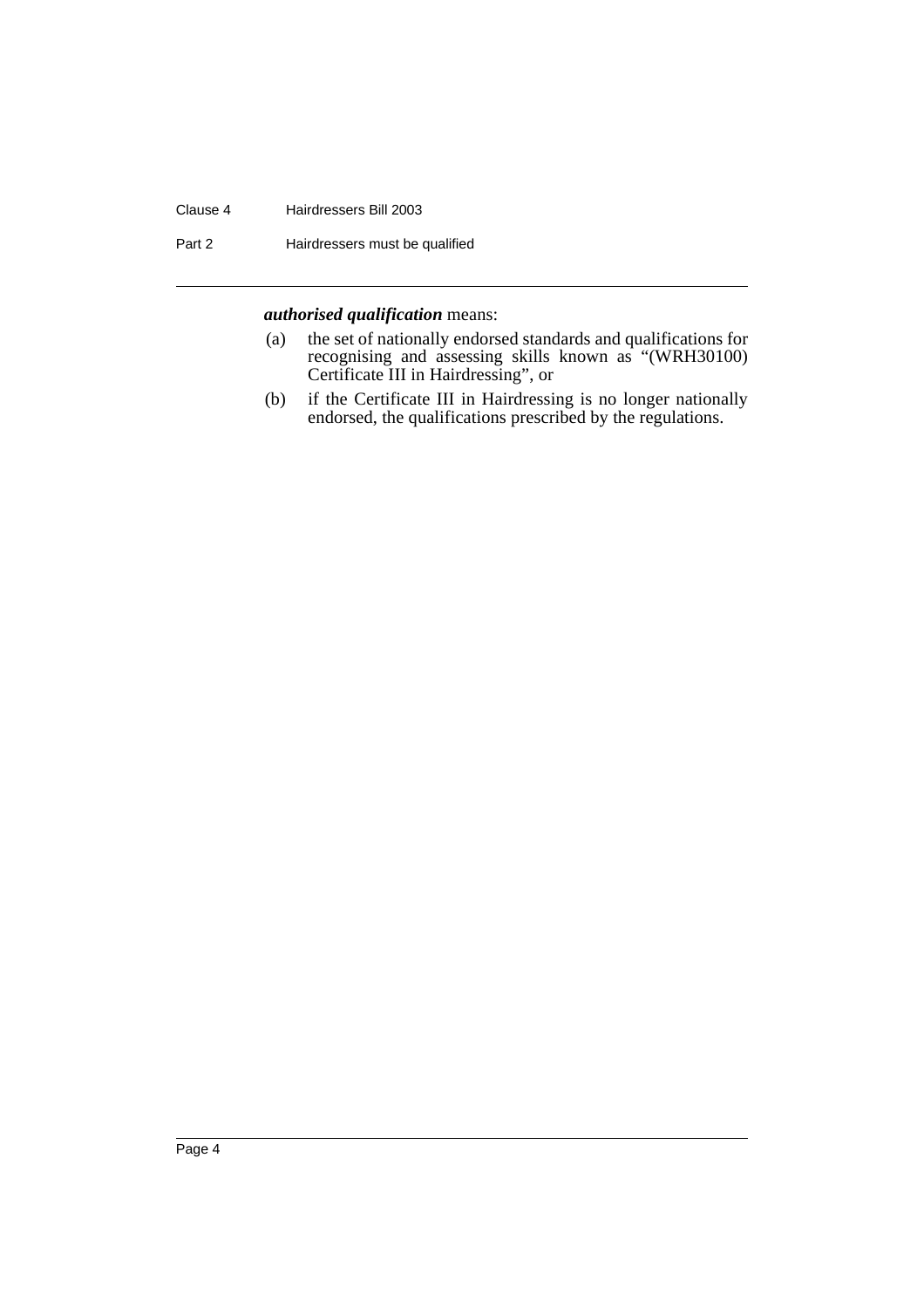***authorised qualification*** means:

(a) the set of nationally endorsed standards and qualifications for recognising and assessing skills known as "(WRH30100) Certificate III in Hairdressing", or

(b) if the Certificate III in Hairdressing is no longer nationally endorsed, the qualifications prescribed by the regulations.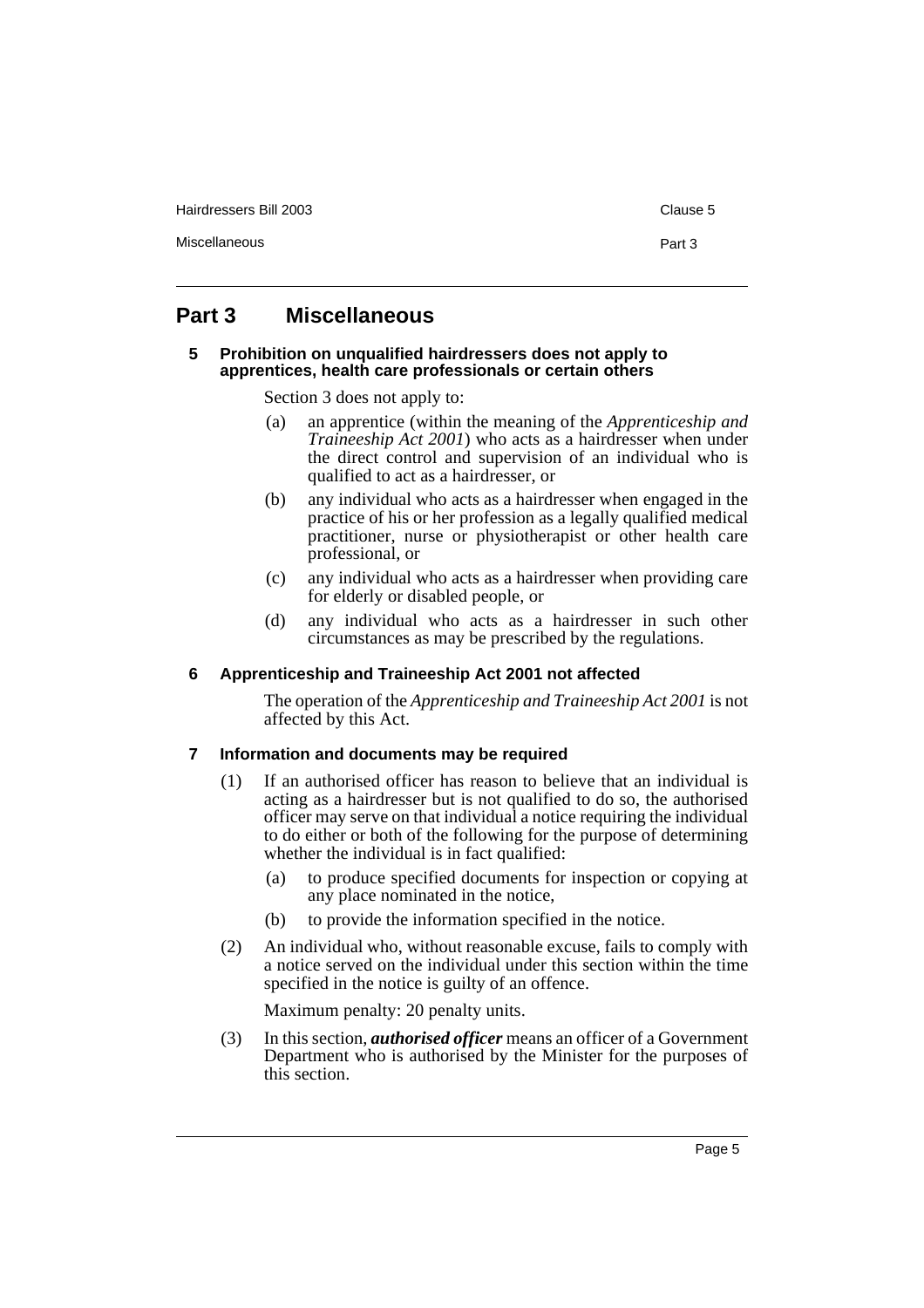## Part 3 Miscellaneous

### 5 Prohibition on unqualified hairdressers does not apply to apprentices, health care professionals or certain others

Section 3 does not apply to:

(a) an apprentice (within the meaning of the *Apprenticeship and Traineeship Act 2001*) who acts as a hairdresser when under the direct control and supervision of an individual who is qualified to act as a hairdresser, or

(b) any individual who acts as a hairdresser when engaged in the practice of his or her profession as a legally qualified medical practitioner, nurse or physiotherapist or other health care professional, or

(c) any individual who acts as a hairdresser when providing care for elderly or disabled people, or

(d) any individual who acts as a hairdresser in such other circumstances as may be prescribed by the regulations.

### 6 Apprenticeship and Traineeship Act 2001 not affected

The operation of the *Apprenticeship and Traineeship Act 2001* is not affected by this Act.

### 7 Information and documents may be required

(1) If an authorised officer has reason to believe that an individual is acting as a hairdresser but is not qualified to do so, the authorised officer may serve on that individual a notice requiring the individual to do either or both of the following for the purpose of determining whether the individual is in fact qualified:

(a) to produce specified documents for inspection or copying at any place nominated in the notice,

(b) to provide the information specified in the notice.

(2) An individual who, without reasonable excuse, fails to comply with a notice served on the individual under this section within the time specified in the notice is guilty of an offence.

Maximum penalty: 20 penalty units.

(3) In this section, ***authorised officer*** means an officer of a Government Department who is authorised by the Minister for the purposes of this section.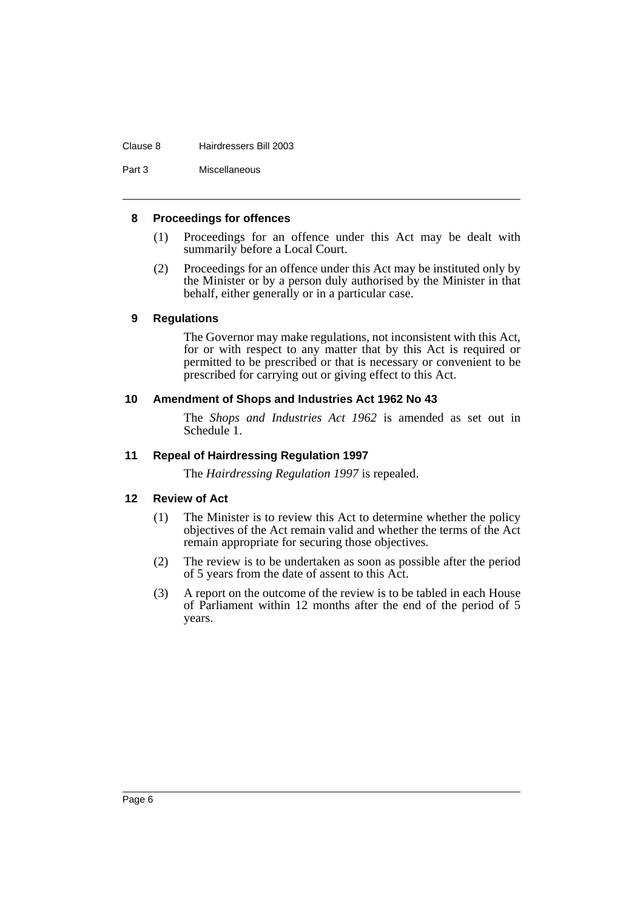#### 8 Proceedings for offences

(1) Proceedings for an offence under this Act may be dealt with summarily before a Local Court.

(2) Proceedings for an offence under this Act may be instituted only by the Minister or by a person duly authorised by the Minister in that behalf, either generally or in a particular case.

#### 9 Regulations

The Governor may make regulations, not inconsistent with this Act, for or with respect to any matter that by this Act is required or permitted to be prescribed or that is necessary or convenient to be prescribed for carrying out or giving effect to this Act.

#### 10 Amendment of Shops and Industries Act 1962 No 43

The *Shops and Industries Act 1962* is amended as set out in Schedule 1.

#### 11 Repeal of Hairdressing Regulation 1997

The *Hairdressing Regulation 1997* is repealed.

#### 12 Review of Act

(1) The Minister is to review this Act to determine whether the policy objectives of the Act remain valid and whether the terms of the Act remain appropriate for securing those objectives.

(2) The review is to be undertaken as soon as possible after the period of 5 years from the date of assent to this Act.

(3) A report on the outcome of the review is to be tabled in each House of Parliament within 12 months after the end of the period of 5 years.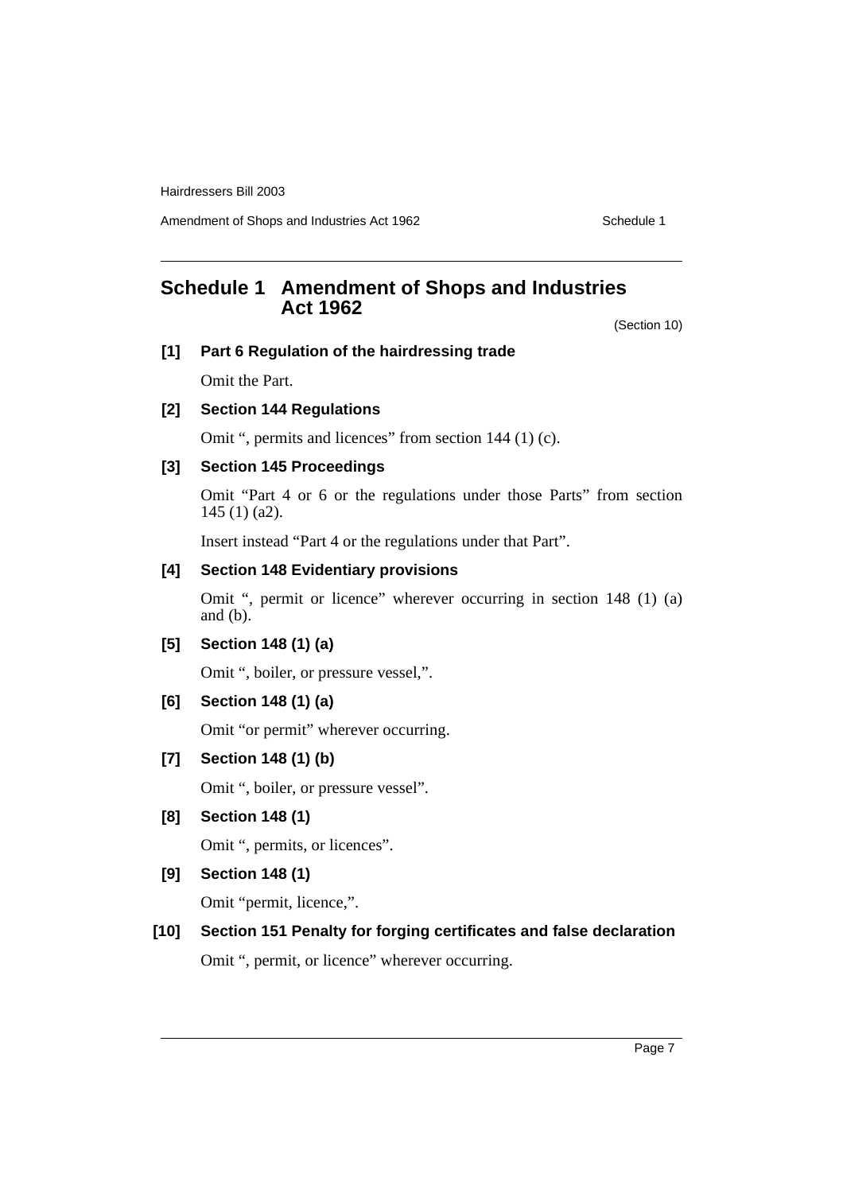## Schedule 1 Amendment of Shops and Industries Act 1962

(Section 10)

**[1] Part 6 Regulation of the hairdressing trade**

Omit the Part.

**[2] Section 144 Regulations**

Omit ", permits and licences" from section 144 (1) (c).

**[3] Section 145 Proceedings**

Omit "Part 4 or 6 or the regulations under those Parts" from section 145 (1) (a2).

Insert instead "Part 4 or the regulations under that Part".

**[4] Section 148 Evidentiary provisions**

Omit ", permit or licence" wherever occurring in section 148 (1) (a) and (b).

**[5] Section 148 (1) (a)**

Omit ", boiler, or pressure vessel,".

**[6] Section 148 (1) (a)**

Omit "or permit" wherever occurring.

**[7] Section 148 (1) (b)**

Omit ", boiler, or pressure vessel".

**[8] Section 148 (1)**

Omit ", permits, or licences".

**[9] Section 148 (1)**

Omit "permit, licence,".

**[10] Section 151 Penalty for forging certificates and false declaration**

Omit ", permit, or licence" wherever occurring.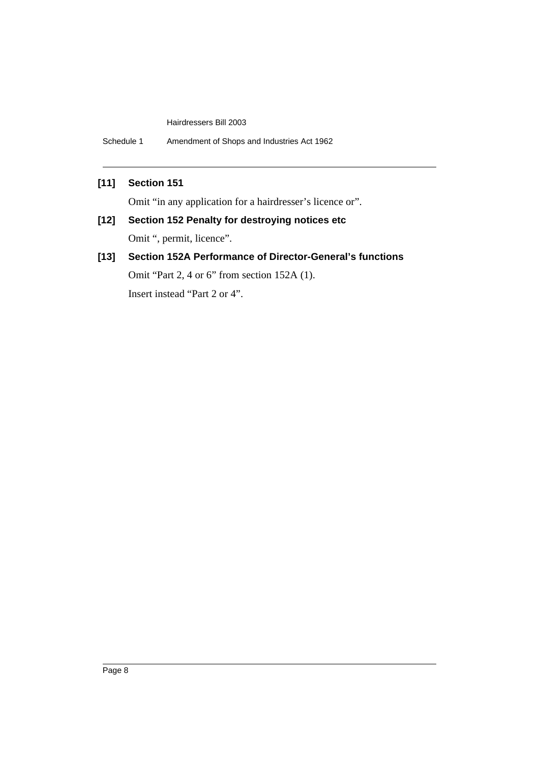**[11] Section 151**

Omit "in any application for a hairdresser's licence or".

**[12] Section 152 Penalty for destroying notices etc**

Omit ", permit, licence".

**[13] Section 152A Performance of Director-General's functions**

Omit "Part 2, 4 or 6" from section 152A (1).

Insert instead "Part 2 or 4".